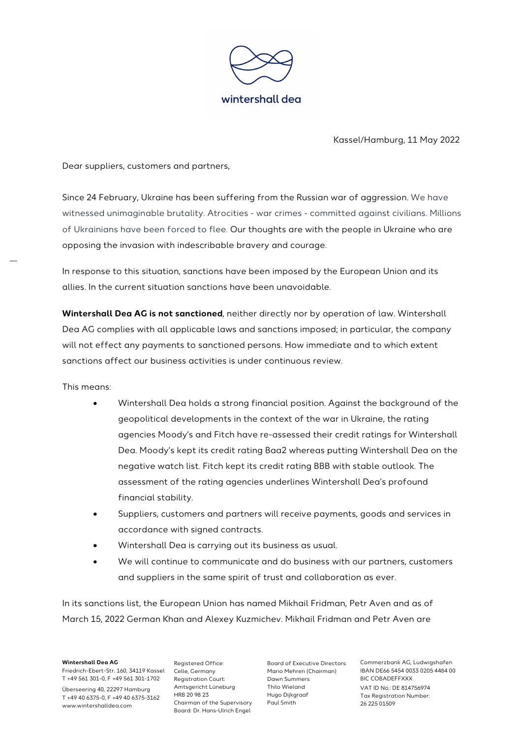wintershall dea

Kassel/Hamburg, 11 May 2022

Dear suppliers, customers and partners,

Since 24 February, Ukraine has been suffering from the Russian war of aggression. We have witnessed unimaginable brutality. Atrocities - war crimes - committed against civilians. Millions of Ukrainians have been forced to flee. Our thoughts are with the people in Ukraine who are opposing the invasion with indescribable bravery and courage.

In response to this situation, sanctions have been imposed by the European Union and its allies. In the current situation sanctions have been unavoidable.

**Wintershall Dea AG is not sanctioned**, neither directly nor by operation of law. Wintershall Dea AG complies with all applicable laws and sanctions imposed; in particular, the company will not effect any payments to sanctioned persons. How immediate and to which extent sanctions affect our business activities is under continuous review.

This means:

- Wintershall Dea holds a strong financial position. Against the background of the geopolitical developments in the context of the war in Ukraine, the rating agencies Moody's and Fitch have re-assessed their credit ratings for Wintershall Dea. Moody's kept its credit rating Baa2 whereas putting Wintershall Dea on the negative watch list. Fitch kept its credit rating BBB with stable outlook. The assessment of the rating agencies underlines Wintershall Dea's profound financial stability.
- Suppliers, customers and partners will receive payments, goods and services in accordance with signed contracts.
- Wintershall Dea is carrying out its business as usual.
- We will continue to communicate and do business with our partners, customers and suppliers in the same spirit of trust and collaboration as ever.

In its sanctions list, the European Union has named Mikhail Fridman, Petr Aven and as of March 15, 2022 German Khan and Alexey Kuzmichev. Mikhail Fridman and Petr Aven are

**Wintershall Dea AG**
Friedrich-Ebert-Str. 160, 34119 Kassel
T +49 561 301-0, F +49 561 301-1702
Überseering 40, 22297 Hamburg
T +49 40 6375-0, F +49 40 6375-3162
www.wintershalldea.com

Registered Office:
Celle, Germany
Registration Court:
Amtsgericht Lüneburg
HRB 20 98 23
Chairman of the Supervisory Board: Dr. Hans-Ulrich Engel

Board of Executive Directors:
Mario Mehren (Chairman)
Dawn Summers
Thilo Wieland
Hugo Dijkgraaf
Paul Smith

Commerzbank AG, Ludwigshafen
IBAN DE66 5454 0033 0205 4484 00
BIC COBADEFFXXX
VAT ID No.: DE 814756974
Tax Registration Number:
26 225 01509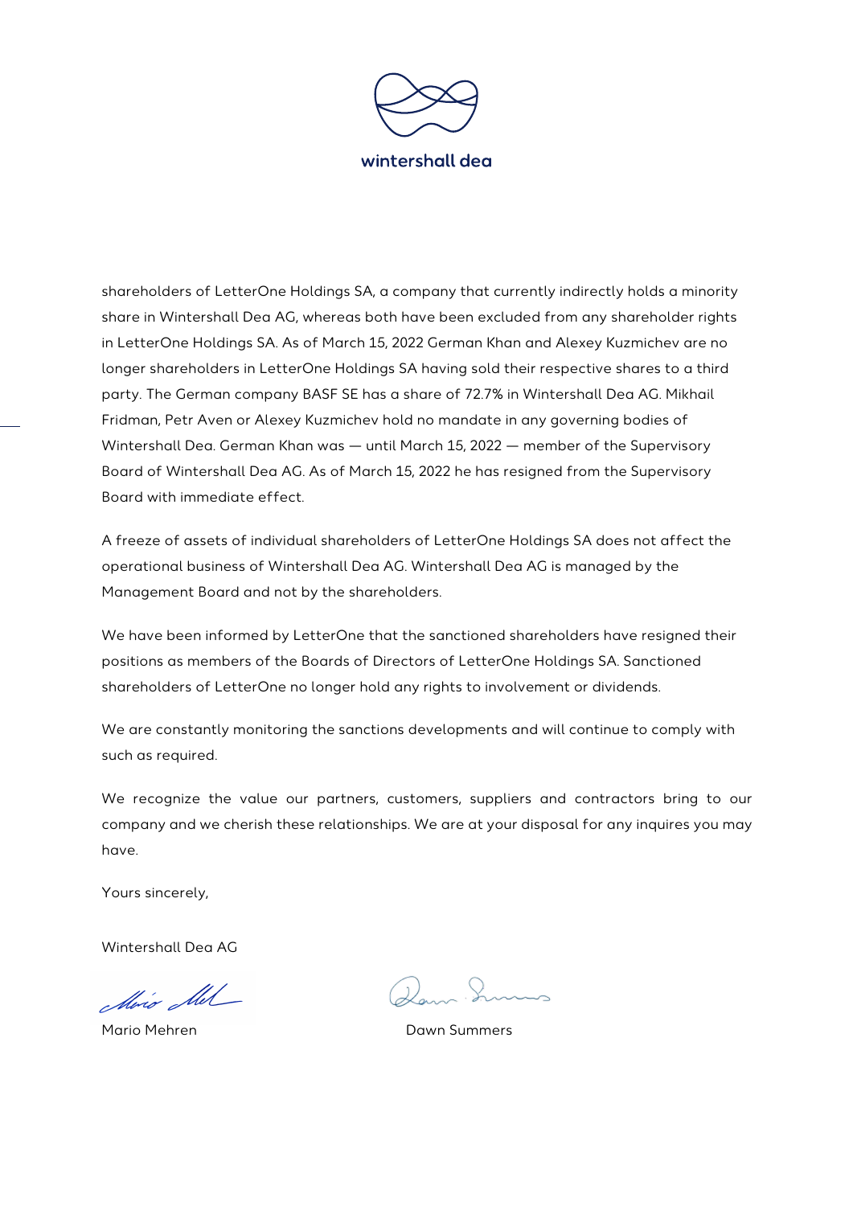shareholders of LetterOne Holdings SA, a company that currently indirectly holds a minority share in Wintershall Dea AG, whereas both have been excluded from any shareholder rights in LetterOne Holdings SA. As of March 15, 2022 German Khan and Alexey Kuzmichev are no longer shareholders in LetterOne Holdings SA having sold their respective shares to a third party. The German company BASF SE has a share of 72.7% in Wintershall Dea AG. Mikhail Fridman, Petr Aven or Alexey Kuzmichev hold no mandate in any governing bodies of Wintershall Dea. German Khan was — until March 15, 2022 — member of the Supervisory Board of Wintershall Dea AG. As of March 15, 2022 he has resigned from the Supervisory Board with immediate effect.

A freeze of assets of individual shareholders of LetterOne Holdings SA does not affect the operational business of Wintershall Dea AG. Wintershall Dea AG is managed by the Management Board and not by the shareholders.

We have been informed by LetterOne that the sanctioned shareholders have resigned their positions as members of the Boards of Directors of LetterOne Holdings SA. Sanctioned shareholders of LetterOne no longer hold any rights to involvement or dividends.

We are constantly monitoring the sanctions developments and will continue to comply with such as required.

We recognize the value our partners, customers, suppliers and contractors bring to our company and we cherish these relationships. We are at your disposal for any inquires you may have.

Yours sincerely,

Wintershall Dea AG

Mario Mehren　　　　　　　　Dawn Summers